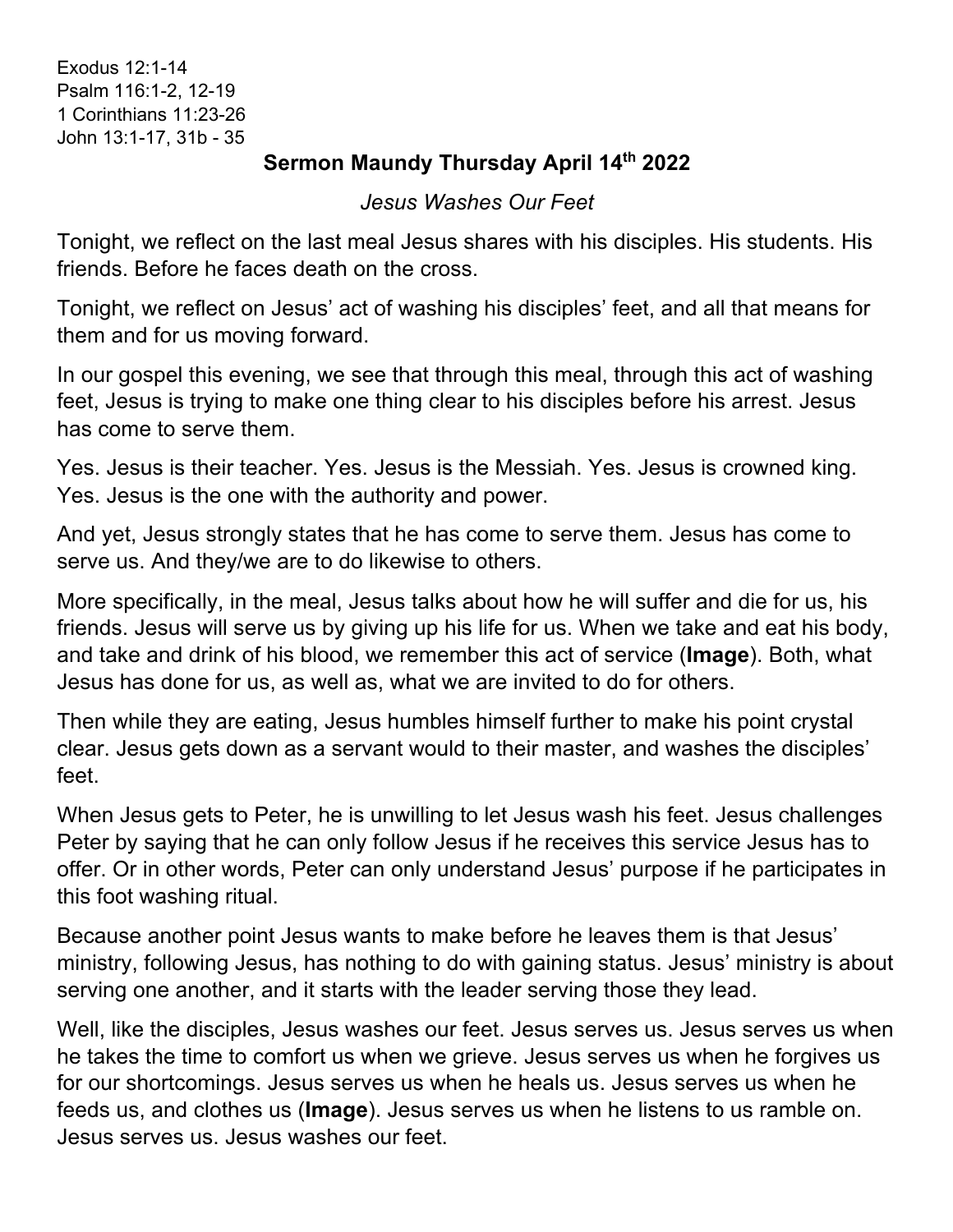Exodus 12:1-14
Psalm 116:1-2, 12-19
1 Corinthians 11:23-26
John 13:1-17, 31b - 35

## Sermon Maundy Thursday April 14th 2022

*Jesus Washes Our Feet*

Tonight, we reflect on the last meal Jesus shares with his disciples. His students. His friends. Before he faces death on the cross.

Tonight, we reflect on Jesus' act of washing his disciples' feet, and all that means for them and for us moving forward.

In our gospel this evening, we see that through this meal, through this act of washing feet, Jesus is trying to make one thing clear to his disciples before his arrest. Jesus has come to serve them.

Yes. Jesus is their teacher. Yes. Jesus is the Messiah. Yes. Jesus is crowned king. Yes. Jesus is the one with the authority and power.

And yet, Jesus strongly states that he has come to serve them. Jesus has come to serve us. And they/we are to do likewise to others.

More specifically, in the meal, Jesus talks about how he will suffer and die for us, his friends. Jesus will serve us by giving up his life for us. When we take and eat his body, and take and drink of his blood, we remember this act of service (**Image**). Both, what Jesus has done for us, as well as, what we are invited to do for others.

Then while they are eating, Jesus humbles himself further to make his point crystal clear. Jesus gets down as a servant would to their master, and washes the disciples' feet.

When Jesus gets to Peter, he is unwilling to let Jesus wash his feet. Jesus challenges Peter by saying that he can only follow Jesus if he receives this service Jesus has to offer. Or in other words, Peter can only understand Jesus' purpose if he participates in this foot washing ritual.

Because another point Jesus wants to make before he leaves them is that Jesus' ministry, following Jesus, has nothing to do with gaining status. Jesus' ministry is about serving one another, and it starts with the leader serving those they lead.

Well, like the disciples, Jesus washes our feet. Jesus serves us. Jesus serves us when he takes the time to comfort us when we grieve. Jesus serves us when he forgives us for our shortcomings. Jesus serves us when he heals us. Jesus serves us when he feeds us, and clothes us (**Image**). Jesus serves us when he listens to us ramble on. Jesus serves us. Jesus washes our feet.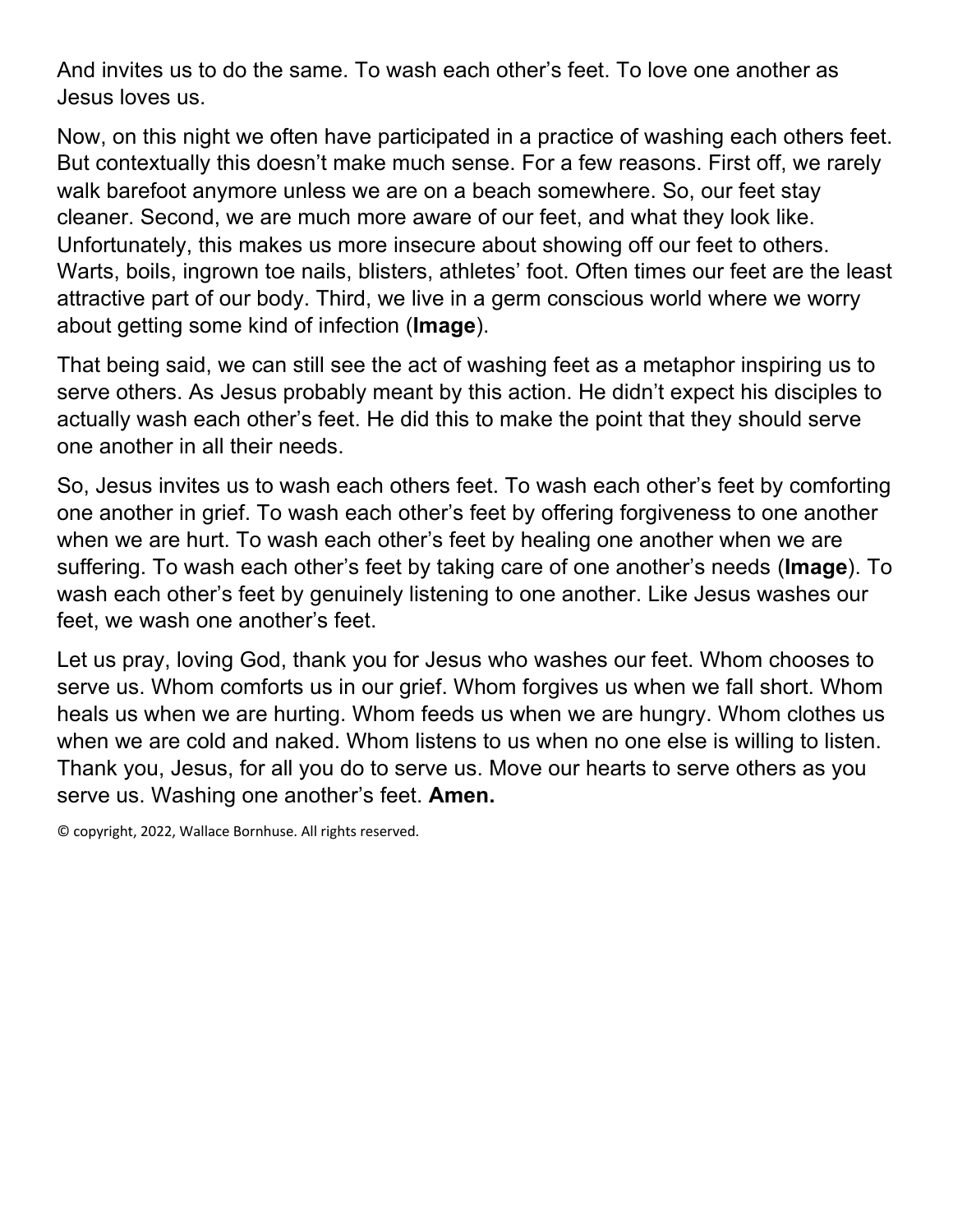And invites us to do the same. To wash each other's feet. To love one another as Jesus loves us.

Now, on this night we often have participated in a practice of washing each others feet. But contextually this doesn't make much sense. For a few reasons. First off, we rarely walk barefoot anymore unless we are on a beach somewhere. So, our feet stay cleaner. Second, we are much more aware of our feet, and what they look like. Unfortunately, this makes us more insecure about showing off our feet to others. Warts, boils, ingrown toe nails, blisters, athletes' foot. Often times our feet are the least attractive part of our body. Third, we live in a germ conscious world where we worry about getting some kind of infection (**Image**).

That being said, we can still see the act of washing feet as a metaphor inspiring us to serve others. As Jesus probably meant by this action. He didn't expect his disciples to actually wash each other's feet. He did this to make the point that they should serve one another in all their needs.

So, Jesus invites us to wash each others feet. To wash each other's feet by comforting one another in grief. To wash each other's feet by offering forgiveness to one another when we are hurt. To wash each other's feet by healing one another when we are suffering. To wash each other's feet by taking care of one another's needs (**Image**). To wash each other's feet by genuinely listening to one another. Like Jesus washes our feet, we wash one another's feet.

Let us pray, loving God, thank you for Jesus who washes our feet. Whom chooses to serve us. Whom comforts us in our grief. Whom forgives us when we fall short. Whom heals us when we are hurting. Whom feeds us when we are hungry. Whom clothes us when we are cold and naked. Whom listens to us when no one else is willing to listen. Thank you, Jesus, for all you do to serve us. Move our hearts to serve others as you serve us. Washing one another's feet. **Amen.**

© copyright, 2022, Wallace Bornhuse. All rights reserved.